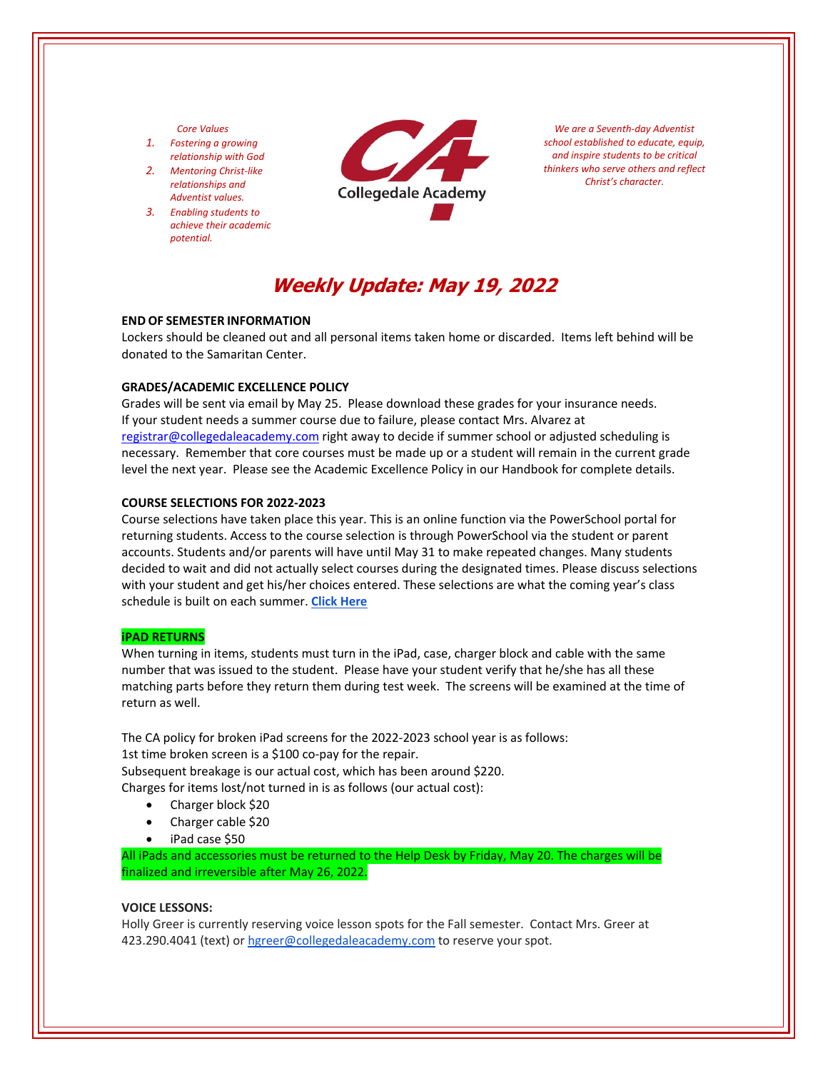*Core Values*

1. *Fostering a growing relationship with God*
2. *Mentoring Christ-like relationships and Adventist values.*
3. *Enabling students to achieve their academic potential.*

Collegedale Academy

*We are a Seventh-day Adventist school established to educate, equip, and inspire students to be critical thinkers who serve others and reflect Christ's character.*

# *Weekly Update: May 19, 2022*

**END OF SEMESTER INFORMATION**

Lockers should be cleaned out and all personal items taken home or discarded. Items left behind will be donated to the Samaritan Center.

**GRADES/ACADEMIC EXCELLENCE POLICY**

Grades will be sent via email by May 25. Please download these grades for your insurance needs. If your student needs a summer course due to failure, please contact Mrs. Alvarez at registrar@collegedaleacademy.com right away to decide if summer school or adjusted scheduling is necessary. Remember that core courses must be made up or a student will remain in the current grade level the next year. Please see the Academic Excellence Policy in our Handbook for complete details.

**COURSE SELECTIONS FOR 2022-2023**

Course selections have taken place this year. This is an online function via the PowerSchool portal for returning students. Access to the course selection is through PowerSchool via the student or parent accounts. Students and/or parents will have until May 31 to make repeated changes. Many students decided to wait and did not actually select courses during the designated times. Please discuss selections with your student and get his/her choices entered. These selections are what the coming year's class schedule is built on each summer. **Click Here**

**iPAD RETURNS**

When turning in items, students must turn in the iPad, case, charger block and cable with the same number that was issued to the student. Please have your student verify that he/she has all these matching parts before they return them during test week. The screens will be examined at the time of return as well.

The CA policy for broken iPad screens for the 2022-2023 school year is as follows:
1st time broken screen is a $100 co-pay for the repair.
Subsequent breakage is our actual cost, which has been around $220.
Charges for items lost/not turned in is as follows (our actual cost):

- Charger block $20
- Charger cable $20
- iPad case $50

All iPads and accessories must be returned to the Help Desk by Friday, May 20. The charges will be finalized and irreversible after May 26, 2022.

**VOICE LESSONS:**

Holly Greer is currently reserving voice lesson spots for the Fall semester. Contact Mrs. Greer at 423.290.4041 (text) or hgreer@collegedaleacademy.com to reserve your spot.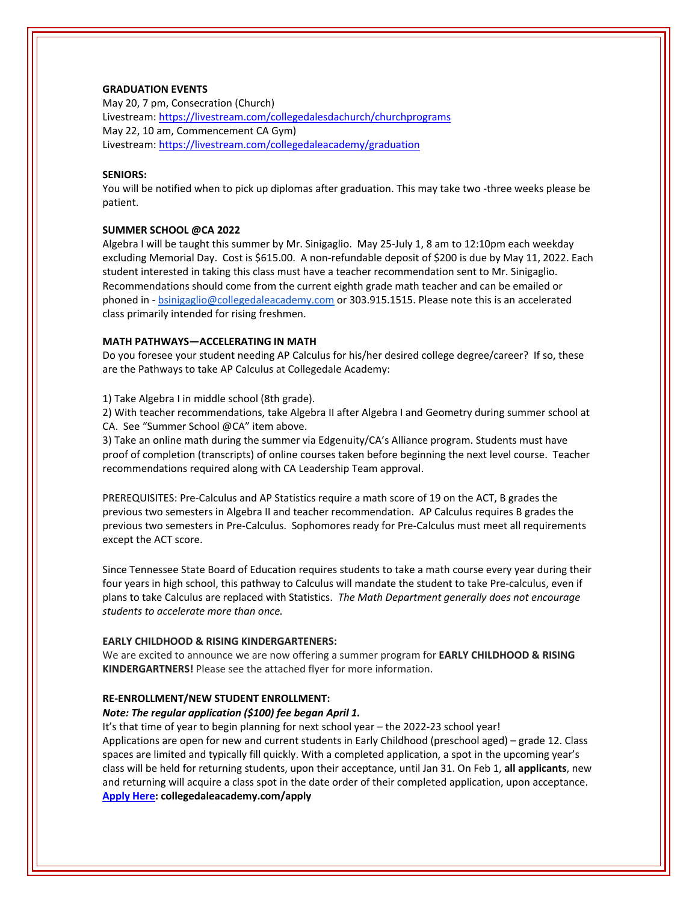**GRADUATION EVENTS**

May 20, 7 pm, Consecration (Church)

Livestream: https://livestream.com/collegedalesdachurch/churchprograms

May 22, 10 am, Commencement CA Gym)

Livestream: https://livestream.com/collegedaleacademy/graduation

**SENIORS:**

You will be notified when to pick up diplomas after graduation. This may take two -three weeks please be patient.

**SUMMER SCHOOL @CA 2022**

Algebra I will be taught this summer by Mr. Sinigaglio. May 25-July 1, 8 am to 12:10pm each weekday excluding Memorial Day. Cost is $615.00. A non-refundable deposit of $200 is due by May 11, 2022. Each student interested in taking this class must have a teacher recommendation sent to Mr. Sinigaglio. Recommendations should come from the current eighth grade math teacher and can be emailed or phoned in - bsinigaglio@collegedaleacademy.com or 303.915.1515. Please note this is an accelerated class primarily intended for rising freshmen.

**MATH PATHWAYS—ACCELERATING IN MATH**

Do you foresee your student needing AP Calculus for his/her desired college degree/career? If so, these are the Pathways to take AP Calculus at Collegedale Academy:

1) Take Algebra I in middle school (8th grade).
2) With teacher recommendations, take Algebra II after Algebra I and Geometry during summer school at CA. See "Summer School @CA" item above.
3) Take an online math during the summer via Edgenuity/CA's Alliance program. Students must have proof of completion (transcripts) of online courses taken before beginning the next level course. Teacher recommendations required along with CA Leadership Team approval.

PREREQUISITES: Pre-Calculus and AP Statistics require a math score of 19 on the ACT, B grades the previous two semesters in Algebra II and teacher recommendation. AP Calculus requires B grades the previous two semesters in Pre-Calculus. Sophomores ready for Pre-Calculus must meet all requirements except the ACT score.

Since Tennessee State Board of Education requires students to take a math course every year during their four years in high school, this pathway to Calculus will mandate the student to take Pre-calculus, even if plans to take Calculus are replaced with Statistics. *The Math Department generally does not encourage students to accelerate more than once.*

**EARLY CHILDHOOD & RISING KINDERGARTENERS:**

We are excited to announce we are now offering a summer program for **EARLY CHILDHOOD & RISING KINDERGARTNERS!** Please see the attached flyer for more information.

**RE-ENROLLMENT/NEW STUDENT ENROLLMENT:**

***Note: The regular application ($100) fee began April 1.***

It's that time of year to begin planning for next school year – the 2022-23 school year!

Applications are open for new and current students in Early Childhood (preschool aged) – grade 12. Class spaces are limited and typically fill quickly. With a completed application, a spot in the upcoming year's class will be held for returning students, upon their acceptance, until Jan 31. On Feb 1, **all applicants**, new and returning will acquire a class spot in the date order of their completed application, upon acceptance.

**Apply Here: collegedaleacademy.com/apply**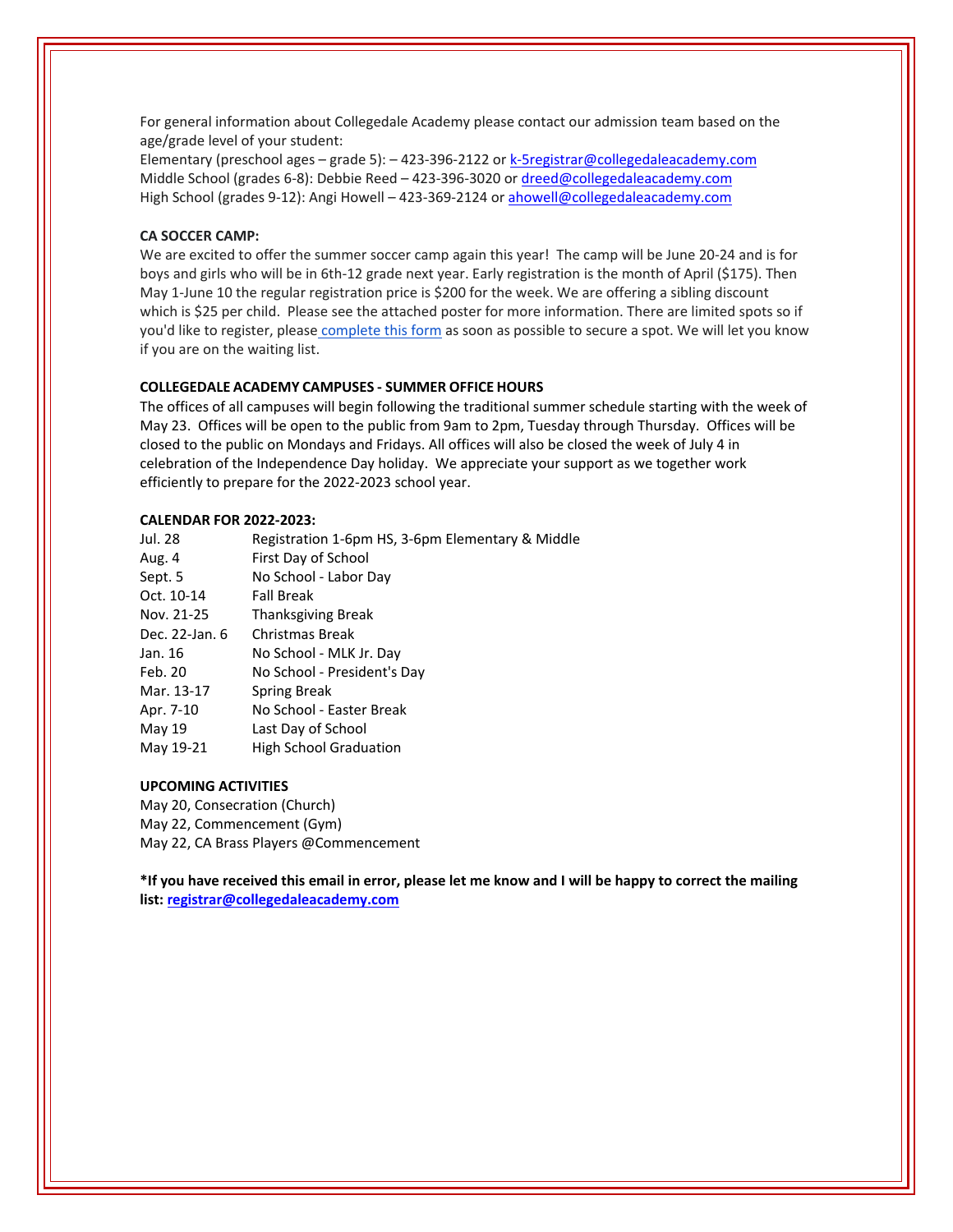For general information about Collegedale Academy please contact our admission team based on the age/grade level of your student:
Elementary (preschool ages – grade 5): – 423-396-2122 or k-5registrar@collegedaleacademy.com
Middle School (grades 6-8): Debbie Reed – 423-396-3020 or dreed@collegedaleacademy.com
High School (grades 9-12): Angi Howell – 423-369-2124 or ahowell@collegedaleacademy.com

**CA SOCCER CAMP:**
We are excited to offer the summer soccer camp again this year! The camp will be June 20-24 and is for boys and girls who will be in 6th-12 grade next year. Early registration is the month of April ($175). Then May 1-June 10 the regular registration price is $200 for the week. We are offering a sibling discount which is $25 per child. Please see the attached poster for more information. There are limited spots so if you'd like to register, please complete this form as soon as possible to secure a spot. We will let you know if you are on the waiting list.

**COLLEGEDALE ACADEMY CAMPUSES - SUMMER OFFICE HOURS**
The offices of all campuses will begin following the traditional summer schedule starting with the week of May 23. Offices will be open to the public from 9am to 2pm, Tuesday through Thursday. Offices will be closed to the public on Mondays and Fridays. All offices will also be closed the week of July 4 in celebration of the Independence Day holiday. We appreciate your support as we together work efficiently to prepare for the 2022-2023 school year.

**CALENDAR FOR 2022-2023:**

| | |
|---|---|
| Jul. 28 | Registration 1-6pm HS, 3-6pm Elementary & Middle |
| Aug. 4 | First Day of School |
| Sept. 5 | No School - Labor Day |
| Oct. 10-14 | Fall Break |
| Nov. 21-25 | Thanksgiving Break |
| Dec. 22-Jan. 6 | Christmas Break |
| Jan. 16 | No School - MLK Jr. Day |
| Feb. 20 | No School - President's Day |
| Mar. 13-17 | Spring Break |
| Apr. 7-10 | No School - Easter Break |
| May 19 | Last Day of School |
| May 19-21 | High School Graduation |

**UPCOMING ACTIVITIES**
May 20, Consecration (Church)
May 22, Commencement (Gym)
May 22, CA Brass Players @Commencement

**\*If you have received this email in error, please let me know and I will be happy to correct the mailing list: registrar@collegedaleacademy.com**